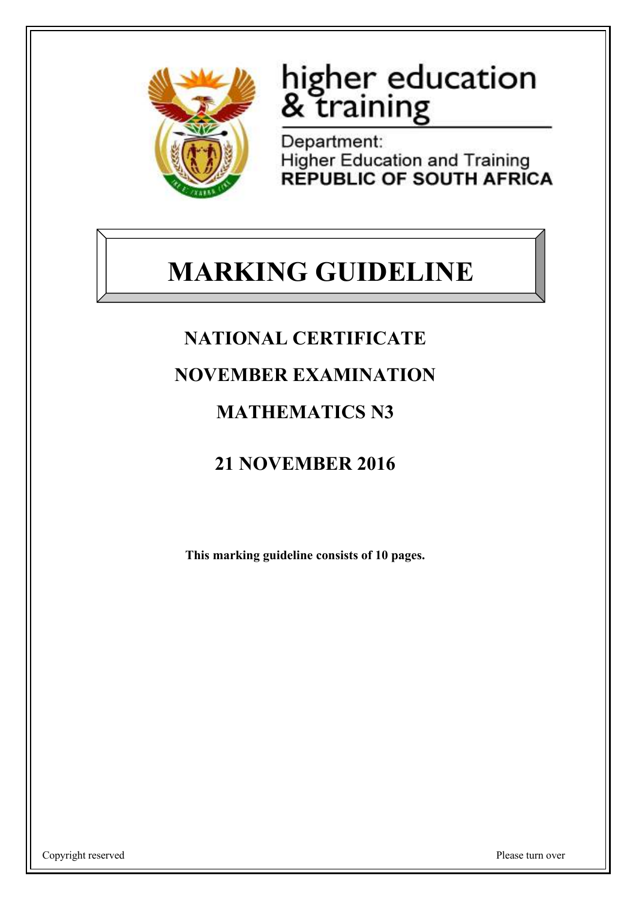higher education
& training

Department:
Higher Education and Training
**REPUBLIC OF SOUTH AFRICA**

# MARKING GUIDELINE

## NATIONAL CERTIFICATE

## NOVEMBER EXAMINATION

## MATHEMATICS N3

## 21 NOVEMBER 2016

**This marking guideline consists of 10 pages.**

Copyright reserved

Please turn over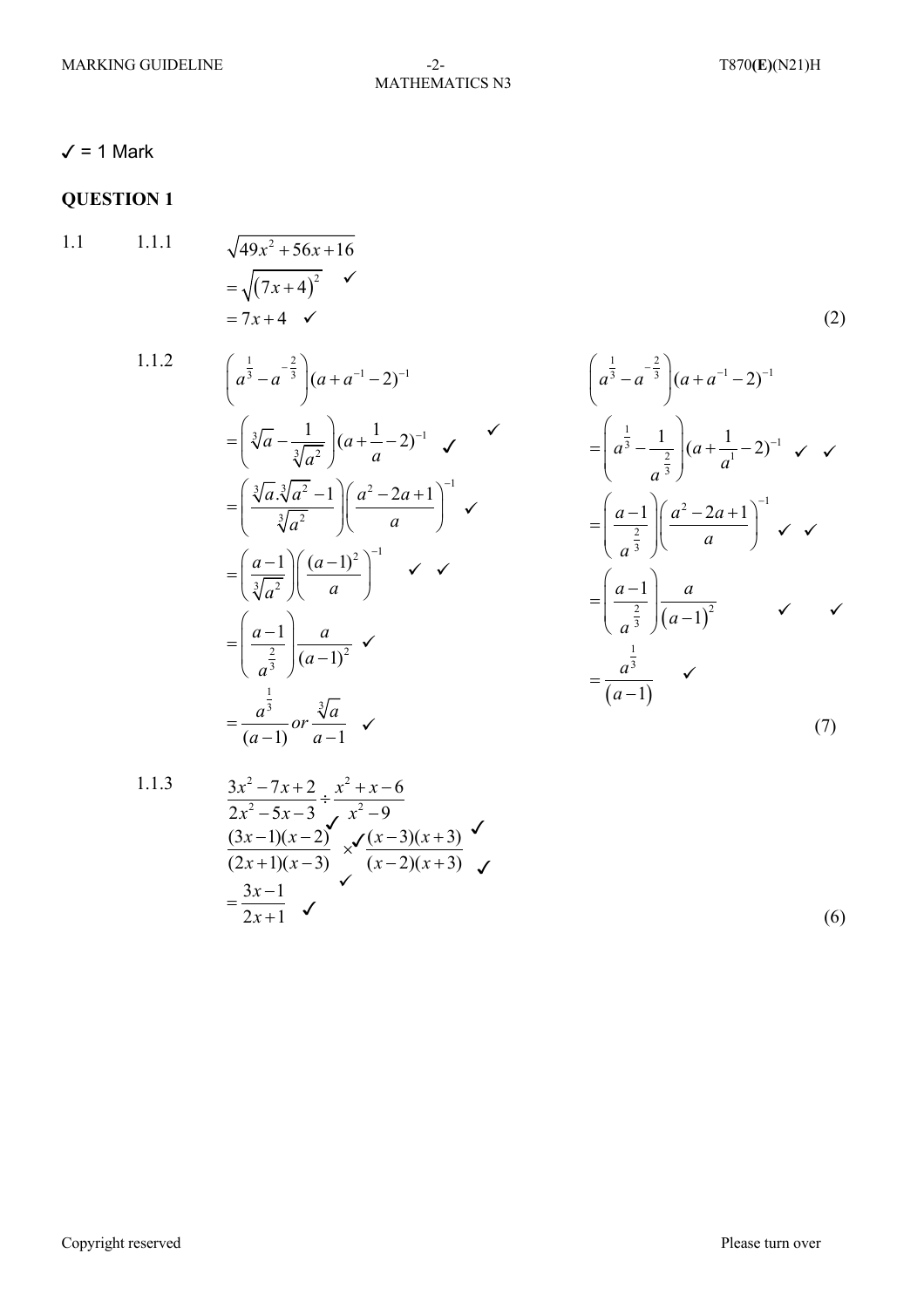✓ = 1 Mark

## QUESTION 1

1.1 1.1.1

$$\sqrt{49x^2+56x+16}$$
$$=\sqrt{(7x+4)^2} \quad ✓$$
$$=7x+4 \quad ✓$$

(2)

1.1.2

$$\left(a^{\frac{1}{3}}-a^{-\frac{2}{3}}\right)(a+a^{-1}-2)^{-1}$$
$$=\left(\sqrt[3]{a}-\frac{1}{\sqrt[3]{a^2}}\right)(a+\frac{1}{a}-2)^{-1} \quad ✓ \quad ✓$$
$$=\left(\frac{\sqrt[3]{a}.\sqrt[3]{a^2}-1}{\sqrt[3]{a^2}}\right)\left(\frac{a^2-2a+1}{a}\right)^{-1} \quad ✓$$
$$=\left(\frac{a-1}{\sqrt[3]{a^2}}\right)\left(\frac{(a-1)^2}{a}\right)^{-1} \quad ✓ \quad ✓$$
$$=\left(\frac{a-1}{a^{\frac{2}{3}}}\right)\frac{a}{(a-1)^2} \quad ✓$$
$$=\frac{a^{\frac{1}{3}}}{(a-1)}\ or\ \frac{\sqrt[3]{a}}{a-1} \quad ✓$$

OR

$$\left(a^{\frac{1}{3}}-a^{-\frac{2}{3}}\right)(a+a^{-1}-2)^{-1}$$
$$=\left(a^{\frac{1}{3}}-\frac{1}{a^{\frac{2}{3}}}\right)(a+\frac{1}{a^1}-2)^{-1} \quad ✓ \quad ✓$$
$$=\left(\frac{a-1}{a^{\frac{2}{3}}}\right)\left(\frac{a^2-2a+1}{a}\right)^{-1} \quad ✓ \quad ✓$$
$$=\left(\frac{a-1}{a^{\frac{2}{3}}}\right)\frac{a}{(a-1)^2} \quad ✓ \quad ✓$$
$$=\frac{a^{\frac{1}{3}}}{(a-1)} \quad ✓$$

(7)

1.1.3

$$\frac{3x^2-7x+2}{2x^2-5x-3}\div\frac{x^2+x-6}{x^2-9}$$
$$\frac{(3x-1)(x-2)}{(2x+1)(x-3)} ✓ \times ✓ \frac{(x-3)(x+3)}{(x-2)(x+3)} ✓ ✓$$
$$=\frac{3x-1}{2x+1} \quad ✓ ✓$$

(6)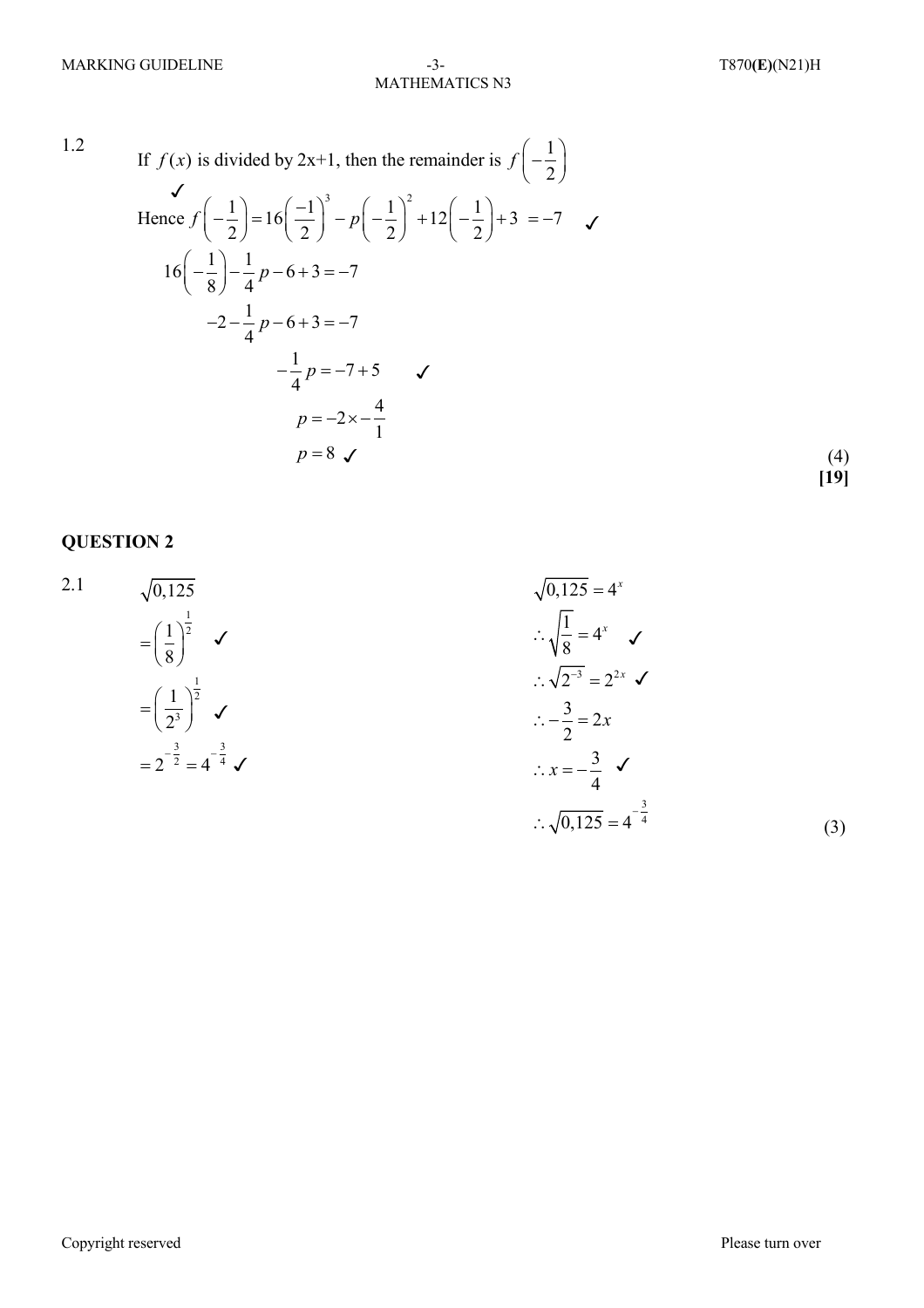1.2 If $f(x)$ is divided by 2x+1, then the remainder is $f\left(-\frac{1}{2}\right)$ ✓

Hence $f\left(-\frac{1}{2}\right)=16\left(\frac{-1}{2}\right)^3-p\left(-\frac{1}{2}\right)^2+12\left(-\frac{1}{2}\right)+3\ =-7$ ✓

$$16\left(-\frac{1}{8}\right)-\frac{1}{4}p-6+3=-7$$

$$-2-\frac{1}{4}p-6+3=-7$$

$$-\frac{1}{4}p=-7+5 \quad ✓$$

$$p=-2\times-\frac{4}{1}$$

$$p=8 \quad ✓$$

(4)

**[19]**

## QUESTION 2

2.1

$$\sqrt{0,125}$$

$$=\left(\frac{1}{8}\right)^{\frac{1}{2}} \quad ✓$$

$$=\left(\frac{1}{2^3}\right)^{\frac{1}{2}} \quad ✓$$

$$=2^{-\frac{3}{2}}=4^{-\frac{3}{4}} \quad ✓$$

$$\sqrt{0,125}=4^x$$

$$\therefore\sqrt{\frac{1}{8}}=4^x \quad ✓$$

$$\therefore\sqrt{2^{-3}}=2^{2x} \quad ✓$$

$$\therefore-\frac{3}{2}=2x$$

$$\therefore x=-\frac{3}{4} \quad ✓$$

$$\therefore\sqrt{0,125}=4^{-\frac{3}{4}}$$

(3)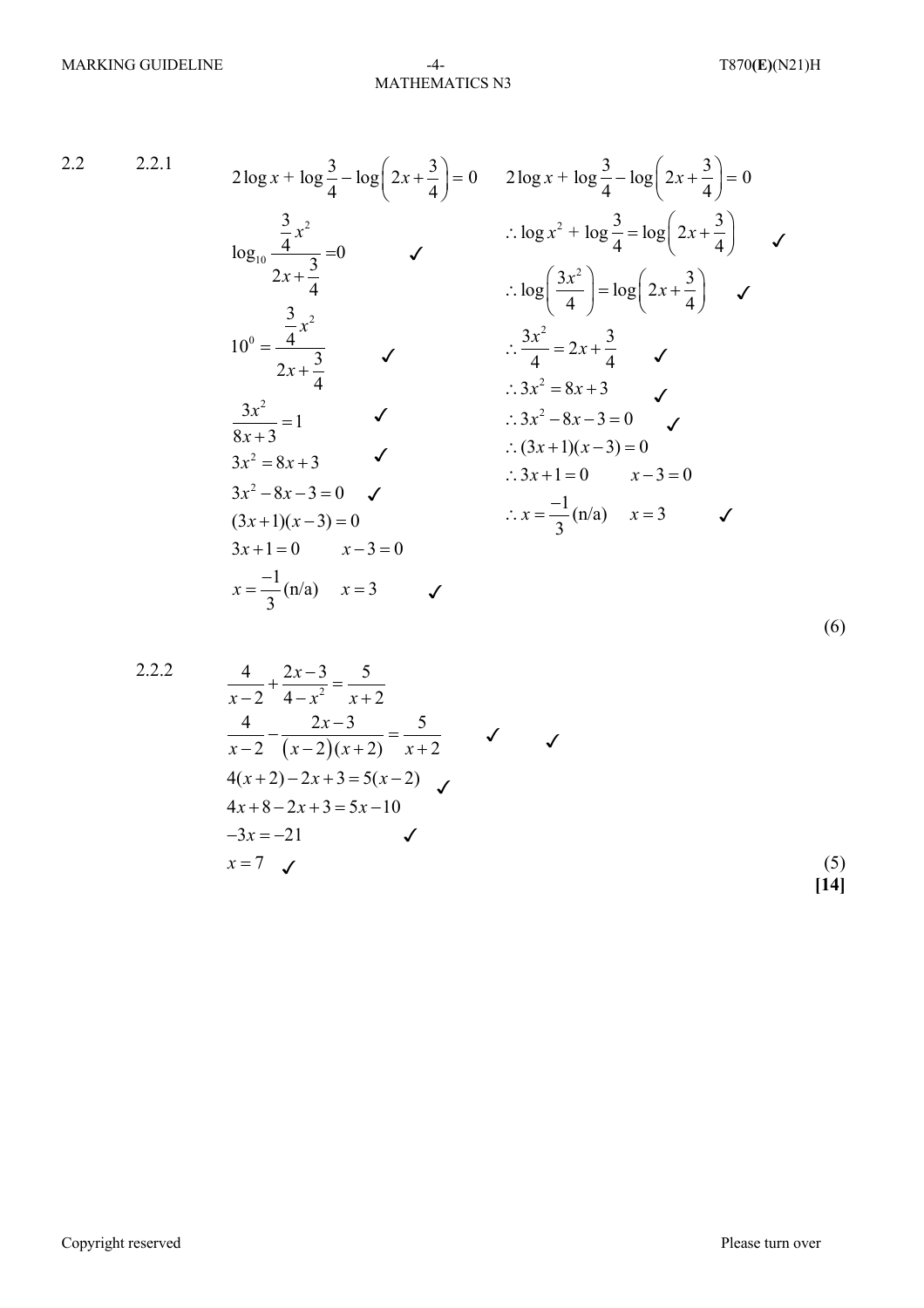2.2 2.2.1

Method 1:

$$2\log x + \log\frac{3}{4} - \log\left(2x+\frac{3}{4}\right) = 0$$

$$\log_{10}\frac{\frac{3}{4}x^2}{2x+\frac{3}{4}} = 0 \quad ✓$$

$$10^0 = \frac{\frac{3}{4}x^2}{2x+\frac{3}{4}} \quad ✓$$

$$\frac{3x^2}{8x+3} = 1 \quad ✓$$

$$3x^2 = 8x+3 \quad ✓$$

$$3x^2 - 8x - 3 = 0 \quad ✓$$

$$(3x+1)(x-3) = 0$$

$$3x+1 = 0 \qquad x-3 = 0$$

$$x = \frac{-1}{3}\text{ (n/a)} \qquad x = 3 \quad ✓$$

Method 2:

$$2\log x + \log\frac{3}{4} - \log\left(2x+\frac{3}{4}\right) = 0$$

$$\therefore \log x^2 + \log\frac{3}{4} = \log\left(2x+\frac{3}{4}\right) \quad ✓$$

$$\therefore \log\left(\frac{3x^2}{4}\right) = \log\left(2x+\frac{3}{4}\right) \quad ✓$$

$$\therefore \frac{3x^2}{4} = 2x + \frac{3}{4} \quad ✓$$

$$\therefore 3x^2 = 8x+3 \quad ✓$$

$$\therefore 3x^2 - 8x - 3 = 0 \quad ✓$$

$$\therefore (3x+1)(x-3) = 0$$

$$\therefore 3x+1 = 0 \qquad x-3 = 0$$

$$\therefore x = \frac{-1}{3}\text{ (n/a)} \qquad x = 3 \quad ✓$$

(6)

2.2.2

$$\frac{4}{x-2} + \frac{2x-3}{4-x^2} = \frac{5}{x+2}$$

$$\frac{4}{x-2} - \frac{2x-3}{(x-2)(x+2)} = \frac{5}{x+2} \quad ✓ \quad ✓$$

$$4(x+2) - 2x + 3 = 5(x-2) \quad ✓$$

$$4x + 8 - 2x + 3 = 5x - 10$$

$$-3x = -21 \quad ✓$$

$$x = 7 \quad ✓$$

(5)

**[14]**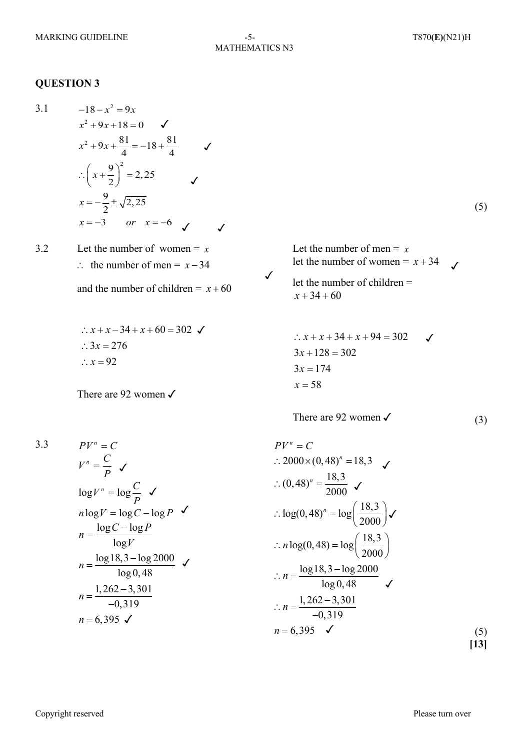## QUESTION 3

3.1

$$-18 - x^2 = 9x$$

$$x^2 + 9x + 18 = 0 \quad ✓$$

$$x^2 + 9x + \frac{81}{4} = -18 + \frac{81}{4} \quad ✓$$

$$\therefore \left(x + \frac{9}{2}\right)^2 = 2,25 \quad ✓$$

$$x = -\frac{9}{2} \pm \sqrt{2,25}$$

$$x = -3 \quad or \quad x = -6 \quad ✓ \quad ✓$$

(5)

3.2

Let the number of women = $x$

$\therefore$ the number of men = $x - 34$ ✓

and the number of children = $x + 60$

$$\therefore x + x - 34 + x + 60 = 302 \quad ✓$$

$$\therefore 3x = 276$$

$$\therefore x = 92$$

There are 92 women ✓

Let the number of men = $x$

let the number of women = $x + 34$ ✓

let the number of children = $x + 34 + 60$

$$\therefore x + x + 34 + x + 94 = 302 \quad ✓$$

$$3x + 128 = 302$$

$$3x = 174$$

$$x = 58$$

There are 92 women ✓

(3)

3.3

$$PV^n = C$$

$$V^n = \frac{C}{P} \quad ✓$$

$$\log V^n = \log \frac{C}{P} \quad ✓$$

$$n \log V = \log C - \log P \quad ✓$$

$$n = \frac{\log C - \log P}{\log V}$$

$$n = \frac{\log 18,3 - \log 2000}{\log 0,48} \quad ✓$$

$$n = \frac{1,262 - 3,301}{-0,319}$$

$$n = 6,395 \quad ✓$$

$$PV^n = C$$

$$\therefore 2000 \times (0,48)^n = 18,3 \quad ✓$$

$$\therefore (0,48)^n = \frac{18,3}{2000} \quad ✓$$

$$\therefore \log(0,48)^n = \log\left(\frac{18,3}{2000}\right) \quad ✓$$

$$\therefore n \log(0,48) = \log\left(\frac{18,3}{2000}\right)$$

$$\therefore n = \frac{\log 18,3 - \log 2000}{\log 0,48} \quad ✓$$

$$\therefore n = \frac{1,262 - 3,301}{-0,319}$$

$$n = 6,395 \quad ✓$$

(5)

**[13]**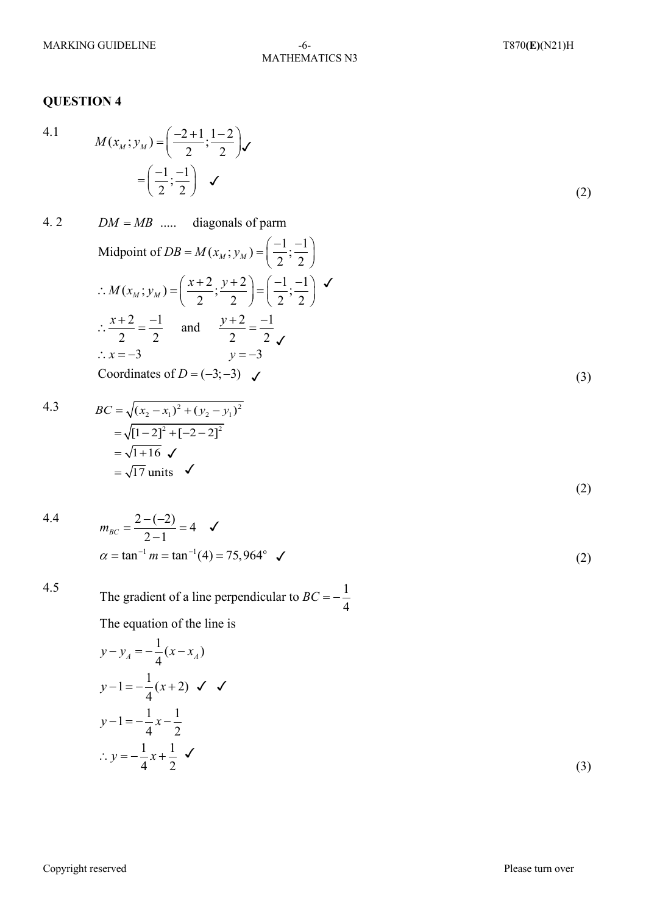## QUESTION 4

4.1

$$M(x_M; y_M) = \left(\frac{-2+1}{2}; \frac{1-2}{2}\right) ✓$$

$$= \left(\frac{-1}{2}; \frac{-1}{2}\right) \quad ✓$$

(2)

4.2

$DM = MB$ ..... diagonals of parm

Midpoint of $DB = M(x_M; y_M) = \left(\frac{-1}{2}; \frac{-1}{2}\right)$

$$\therefore M(x_M; y_M) = \left(\frac{x+2}{2}; \frac{y+2}{2}\right) = \left(\frac{-1}{2}; \frac{-1}{2}\right) \quad ✓$$

$$\therefore \frac{x+2}{2} = \frac{-1}{2} \quad \text{and} \quad \frac{y+2}{2} = \frac{-1}{2} ✓$$

$$\therefore x = -3 \qquad y = -3$$

Coordinates of $D = (-3; -3)$ ✓

(3)

4.3

$$BC = \sqrt{(x_2 - x_1)^2 + (y_2 - y_1)^2}$$

$$= \sqrt{[1-2]^2 + [-2-2]^2}$$

$$= \sqrt{1+16} \quad ✓$$

$$= \sqrt{17} \text{ units} \quad ✓$$

(2)

4.4

$$m_{BC} = \frac{2-(-2)}{2-1} = 4 \quad ✓$$

$$\alpha = \tan^{-1} m = \tan^{-1}(4) = 75{,}964^\circ \quad ✓$$

(2)

4.5

The gradient of a line perpendicular to $BC = -\frac{1}{4}$

The equation of the line is

$$y - y_A = -\frac{1}{4}(x - x_A)$$

$$y - 1 = -\frac{1}{4}(x+2) \quad ✓ \quad ✓$$

$$y - 1 = -\frac{1}{4}x - \frac{1}{2}$$

$$\therefore y = -\frac{1}{4}x + \frac{1}{2} \quad ✓$$

(3)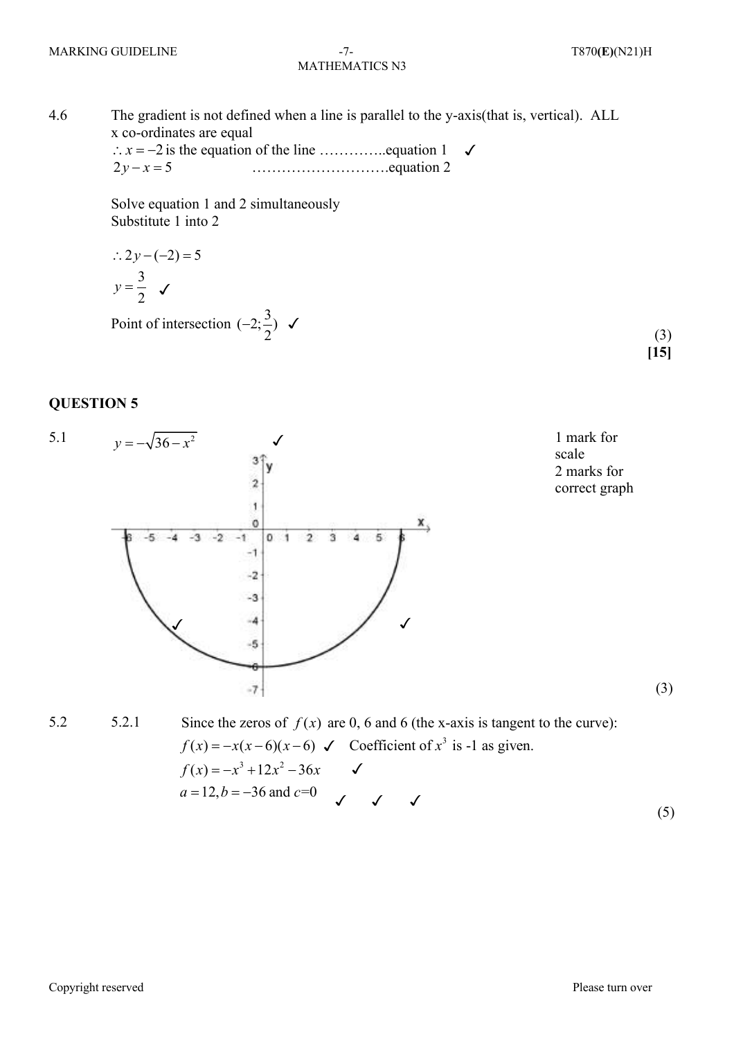4.6 The gradient is not defined when a line is parallel to the y-axis(that is, vertical). ALL x co-ordinates are equal

$\therefore x = -2$ is the equation of the line …………..equation 1 ✓

$2y - x = 5$ ……………………….equation 2

Solve equation 1 and 2 simultaneously

Substitute 1 into 2

$\therefore 2y - (-2) = 5$

$y = \frac{3}{2}$ ✓

Point of intersection $(-2; \frac{3}{2})$ ✓

(3)

**[15]**

## QUESTION 5

5.1 $y = -\sqrt{36 - x^2}$ ✓

1 mark for scale

2 marks for correct graph

(3)

5.2 5.2.1 Since the zeros of $f(x)$ are 0, 6 and 6 (the x-axis is tangent to the curve):

$f(x) = -x(x-6)(x-6)$ ✓ Coefficient of $x^3$ is -1 as given.

$f(x) = -x^3 + 12x^2 - 36x$ ✓

$a = 12, b = -36$ and $c$=0 ✓ ✓ ✓

(5)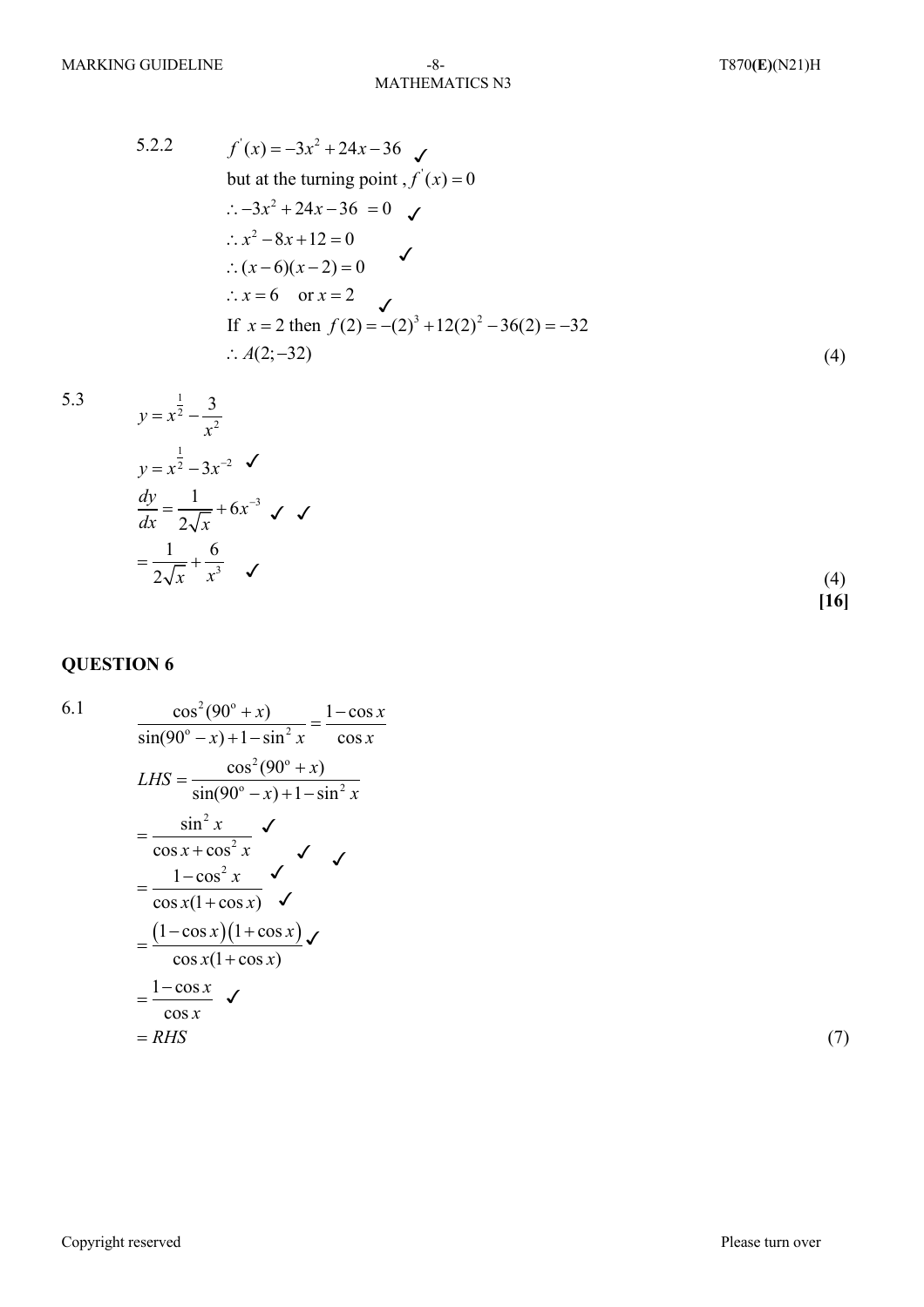5.2.2

$$f'(x) = -3x^2 + 24x - 36 \quad ✓$$

but at the turning point , $f'(x) = 0$

$$\therefore -3x^2 + 24x - 36 = 0 \quad ✓$$

$$\therefore x^2 - 8x + 12 = 0$$

$$\therefore (x-6)(x-2) = 0 \quad ✓$$

$$\therefore x = 6 \quad \text{or } x = 2$$

If $x = 2$ then $f(2) = -(2)^3 + 12(2)^2 - 36(2) = -32$ ✓

$$\therefore A(2;-32)$$

(4)

5.3

$$y = x^{\frac{1}{2}} - \frac{3}{x^2}$$

$$y = x^{\frac{1}{2}} - 3x^{-2} \quad ✓$$

$$\frac{dy}{dx} = \frac{1}{2\sqrt{x}} + 6x^{-3} \quad ✓ \quad ✓$$

$$= \frac{1}{2\sqrt{x}} + \frac{6}{x^3} \quad ✓$$

(4)

**[16]**

## QUESTION 6

6.1

$$\frac{\cos^2(90^\circ + x)}{\sin(90^\circ - x) + 1 - \sin^2 x} = \frac{1 - \cos x}{\cos x}$$

$$LHS = \frac{\cos^2(90^\circ + x)}{\sin(90^\circ - x) + 1 - \sin^2 x}$$

$$= \frac{\sin^2 x}{\cos x + \cos^2 x} \quad ✓ \quad ✓ \quad ✓$$

$$= \frac{1 - \cos^2 x}{\cos x(1 + \cos x)} \quad ✓ \quad ✓$$

$$= \frac{(1 - \cos x)(1 + \cos x)}{\cos x(1 + \cos x)} \quad ✓$$

$$= \frac{1 - \cos x}{\cos x} \quad ✓$$

$$= RHS$$

(7)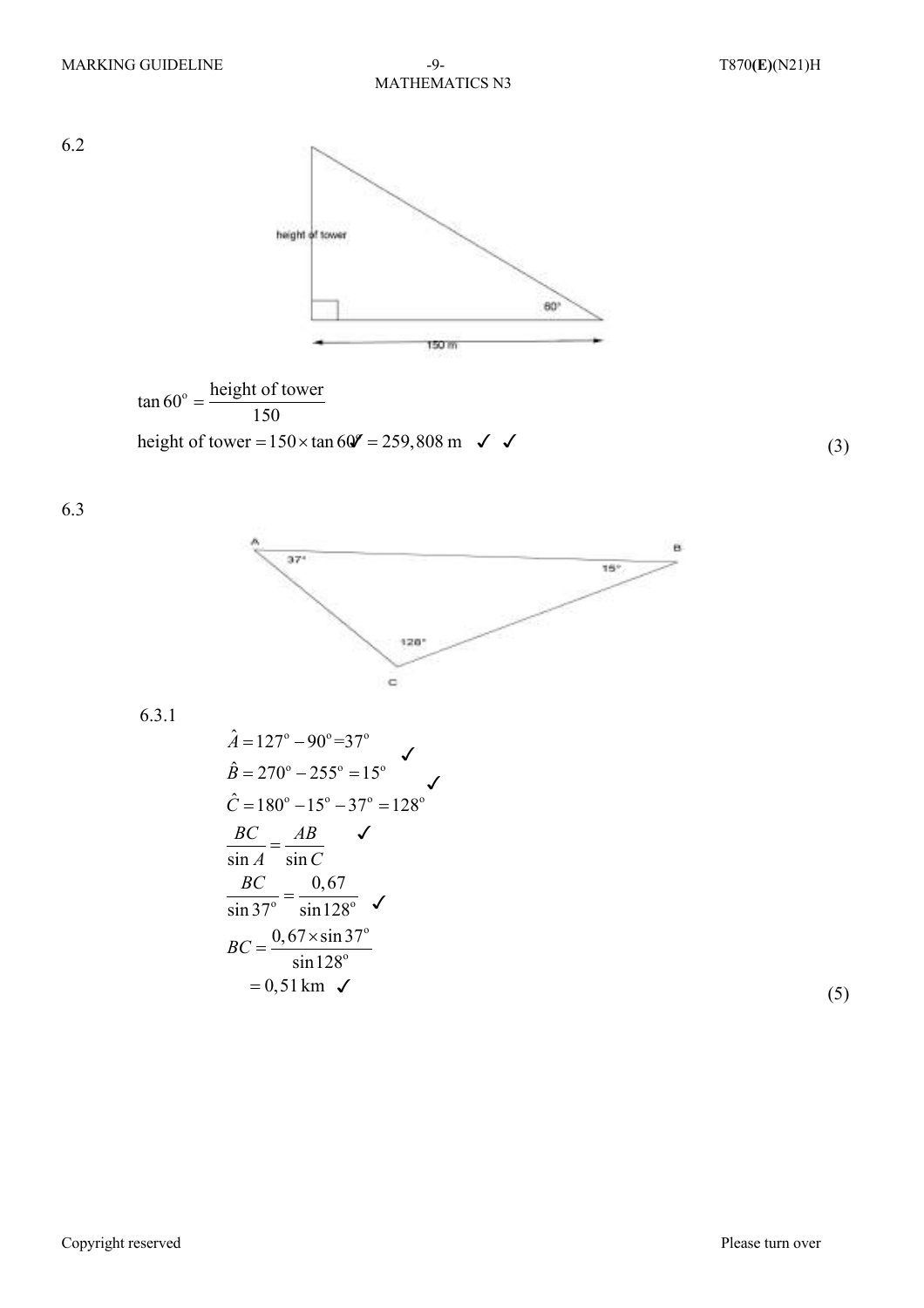6.2

height of tower

60°

150 m

$$\tan 60^\circ = \frac{\text{height of tower}}{150}$$

$$\text{height of tower} = 150 \times \tan 60^\circ = 259{,}808 \text{ m} \quad ✓ \ ✓ ✓$$

(3)

6.3

A 37° B 15° C 128°

6.3.1

$$\hat{A} = 127^\circ - 90^\circ = 37^\circ \quad ✓$$

$$\hat{B} = 270^\circ - 255^\circ = 15^\circ \quad ✓$$

$$\hat{C} = 180^\circ - 15^\circ - 37^\circ = 128^\circ$$

$$\frac{BC}{\sin A} = \frac{AB}{\sin C} \quad ✓$$

$$\frac{BC}{\sin 37^\circ} = \frac{0{,}67}{\sin 128^\circ} \quad ✓$$

$$BC = \frac{0{,}67 \times \sin 37^\circ}{\sin 128^\circ}$$

$$= 0{,}51 \text{ km} \quad ✓$$

(5)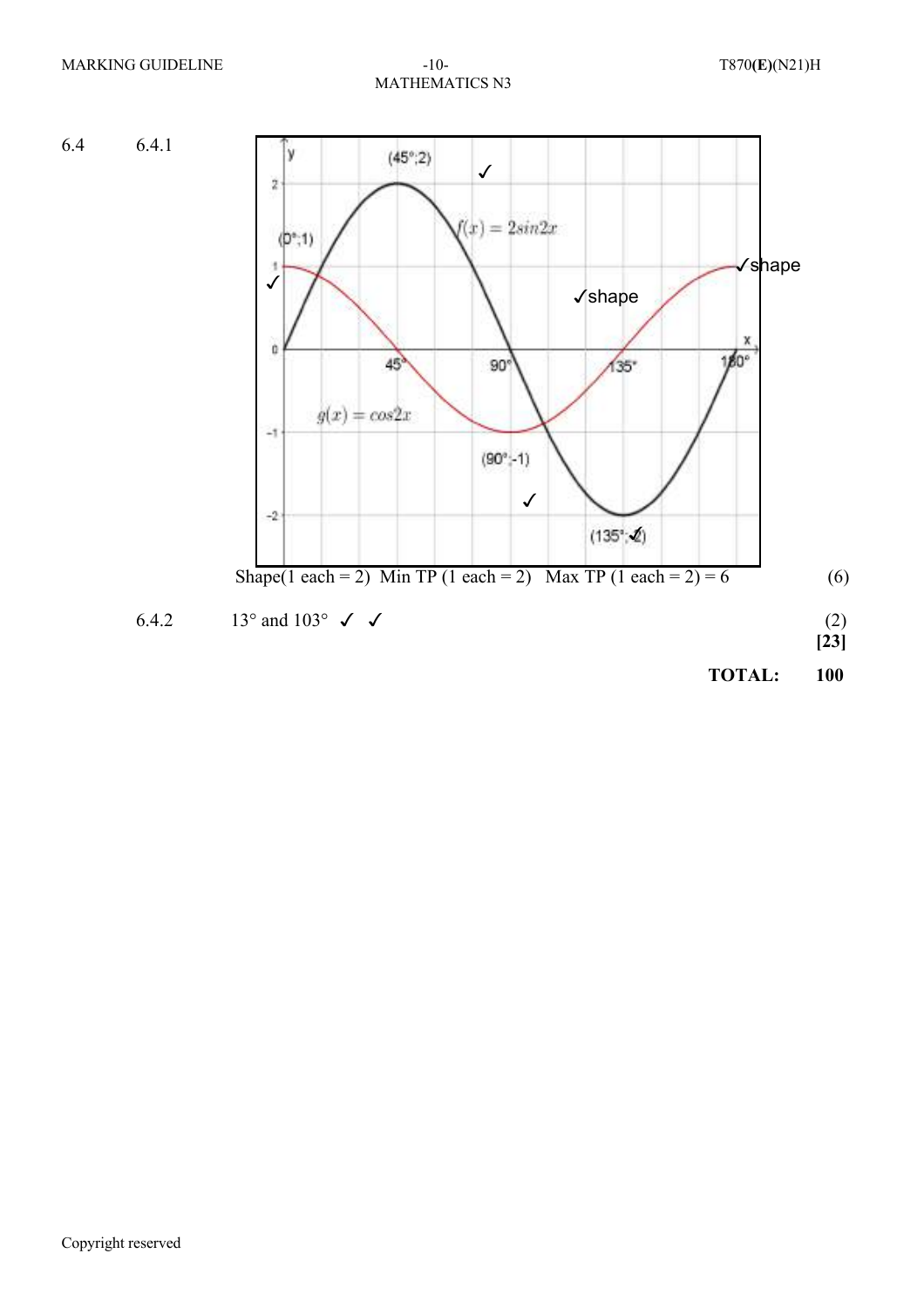6.4 6.4.1

y

(45°;2) ✓

$f(x) = 2\sin 2x$

(0°;1) ✓

✓shape

✓shape

x

0 45° 90° 135° 180°

$g(x) = \cos 2x$

(90°;-1) ✓

(135°;-2) ✓

Shape(1 each = 2) Min TP (1 each = 2) Max TP (1 each = 2) = 6 (6)

6.4.2 13° and 103° ✓ ✓ (2)

**[23]**

**TOTAL: 100**